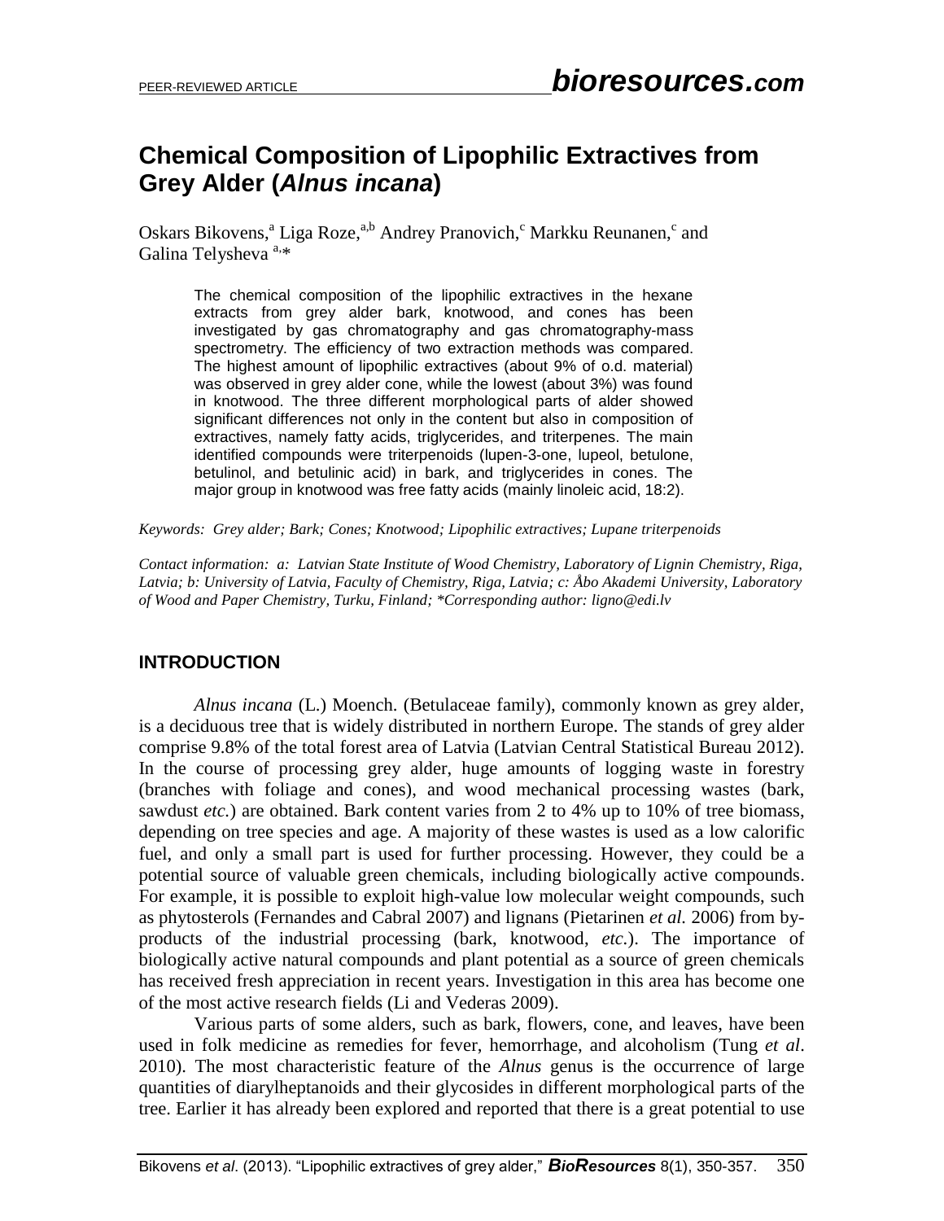PEER-REVIEWED ARTICLE

# Chemical Composition of Lipophilic Extractives from Grey Alder (*Alnus incana*)

Oskars Bikovens,[a] Liga Roze,[a,b] Andrey Pranovich,[c] Markku Reunanen,[c] and Galina Telysheva [a,*]

> The chemical composition of the lipophilic extractives in the hexane extracts from grey alder bark, knotwood, and cones has been investigated by gas chromatography and gas chromatography-mass spectrometry. The efficiency of two extraction methods was compared. The highest amount of lipophilic extractives (about 9% of o.d. material) was observed in grey alder cone, while the lowest (about 3%) was found in knotwood. The three different morphological parts of alder showed significant differences not only in the content but also in composition of extractives, namely fatty acids, triglycerides, and triterpenes. The main identified compounds were triterpenoids (lupen-3-one, lupeol, betulone, betulinol, and betulinic acid) in bark, and triglycerides in cones. The major group in knotwood was free fatty acids (mainly linoleic acid, 18:2).

*Keywords: Grey alder; Bark; Cones; Knotwood; Lipophilic extractives; Lupane triterpenoids*

*Contact information: a: Latvian State Institute of Wood Chemistry, Laboratory of Lignin Chemistry, Riga, Latvia; b: University of Latvia, Faculty of Chemistry, Riga, Latvia; c: Åbo Akademi University, Laboratory of Wood and Paper Chemistry, Turku, Finland; *Corresponding author: ligno@edi.lv*

## INTRODUCTION

*Alnus incana* (L.) Moench. (Betulaceae family), commonly known as grey alder, is a deciduous tree that is widely distributed in northern Europe. The stands of grey alder comprise 9.8% of the total forest area of Latvia (Latvian Central Statistical Bureau 2012). In the course of processing grey alder, huge amounts of logging waste in forestry (branches with foliage and cones), and wood mechanical processing wastes (bark, sawdust *etc.*) are obtained. Bark content varies from 2 to 4% up to 10% of tree biomass, depending on tree species and age. A majority of these wastes is used as a low calorific fuel, and only a small part is used for further processing. However, they could be a potential source of valuable green chemicals, including biologically active compounds. For example, it is possible to exploit high-value low molecular weight compounds, such as phytosterols (Fernandes and Cabral 2007) and lignans (Pietarinen *et al.* 2006) from by-products of the industrial processing (bark, knotwood, *etc.*). The importance of biologically active natural compounds and plant potential as a source of green chemicals has received fresh appreciation in recent years. Investigation in this area has become one of the most active research fields (Li and Vederas 2009).

Various parts of some alders, such as bark, flowers, cone, and leaves, have been used in folk medicine as remedies for fever, hemorrhage, and alcoholism (Tung *et al*. 2010). The most characteristic feature of the *Alnus* genus is the occurrence of large quantities of diarylheptanoids and their glycosides in different morphological parts of the tree. Earlier it has already been explored and reported that there is a great potential to use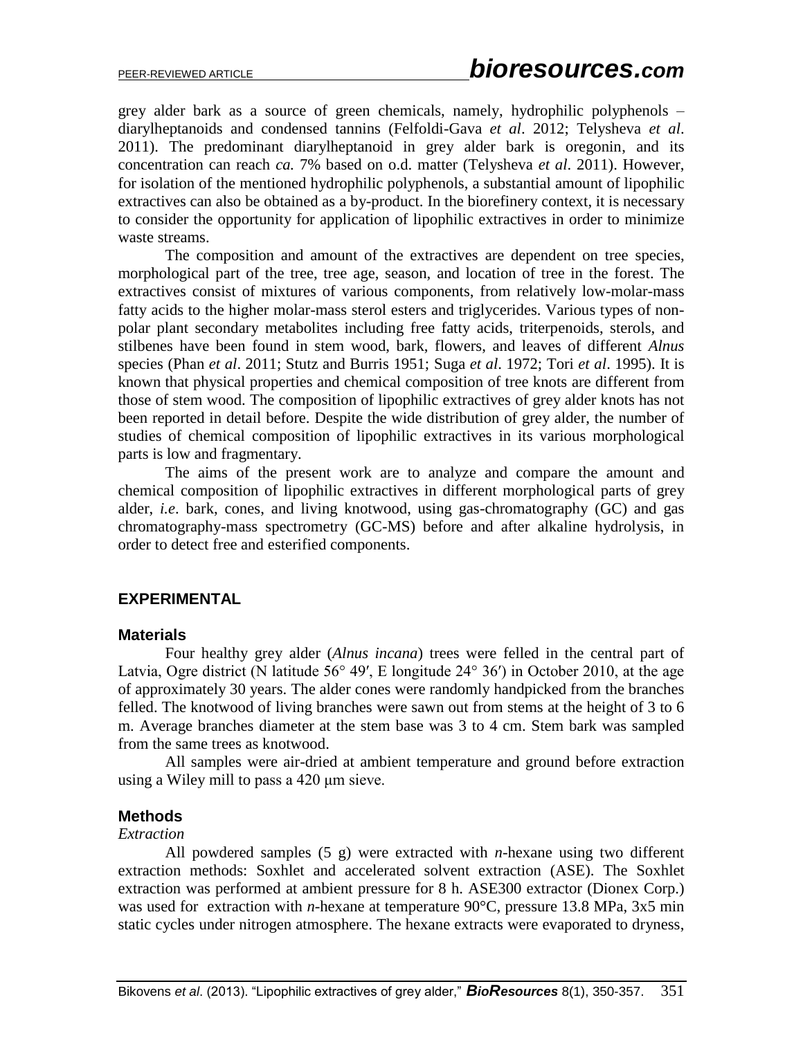grey alder bark as a source of green chemicals, namely, hydrophilic polyphenols – diarylheptanoids and condensed tannins (Felfoldi-Gava *et al*. 2012; Telysheva *et al*. 2011). The predominant diarylheptanoid in grey alder bark is oregonin, and its concentration can reach *ca.* 7% based on o.d. matter (Telysheva *et al*. 2011). However, for isolation of the mentioned hydrophilic polyphenols, a substantial amount of lipophilic extractives can also be obtained as a by-product. In the biorefinery context, it is necessary to consider the opportunity for application of lipophilic extractives in order to minimize waste streams.

The composition and amount of the extractives are dependent on tree species, morphological part of the tree, tree age, season, and location of tree in the forest. The extractives consist of mixtures of various components, from relatively low-molar-mass fatty acids to the higher molar-mass sterol esters and triglycerides. Various types of non-polar plant secondary metabolites including free fatty acids, triterpenoids, sterols, and stilbenes have been found in stem wood, bark, flowers, and leaves of different *Alnus* species (Phan *et al*. 2011; Stutz and Burris 1951; Suga *et al*. 1972; Tori *et al*. 1995). It is known that physical properties and chemical composition of tree knots are different from those of stem wood. The composition of lipophilic extractives of grey alder knots has not been reported in detail before. Despite the wide distribution of grey alder, the number of studies of chemical composition of lipophilic extractives in its various morphological parts is low and fragmentary.

The aims of the present work are to analyze and compare the amount and chemical composition of lipophilic extractives in different morphological parts of grey alder, *i.e*. bark, cones, and living knotwood, using gas-chromatography (GC) and gas chromatography-mass spectrometry (GC-MS) before and after alkaline hydrolysis, in order to detect free and esterified components.

## EXPERIMENTAL

### Materials

Four healthy grey alder (*Alnus incana*) trees were felled in the central part of Latvia, Ogre district (N latitude 56° 49′, E longitude 24° 36′) in October 2010, at the age of approximately 30 years. The alder cones were randomly handpicked from the branches felled. The knotwood of living branches were sawn out from stems at the height of 3 to 6 m. Average branches diameter at the stem base was 3 to 4 cm. Stem bark was sampled from the same trees as knotwood.

All samples were air-dried at ambient temperature and ground before extraction using a Wiley mill to pass a 420 μm sieve.

### Methods

*Extraction*

All powdered samples (5 g) were extracted with *n*-hexane using two different extraction methods: Soxhlet and accelerated solvent extraction (ASE). The Soxhlet extraction was performed at ambient pressure for 8 h. ASE300 extractor (Dionex Corp.) was used for extraction with *n*-hexane at temperature 90°C, pressure 13.8 MPa, 3x5 min static cycles under nitrogen atmosphere. The hexane extracts were evaporated to dryness,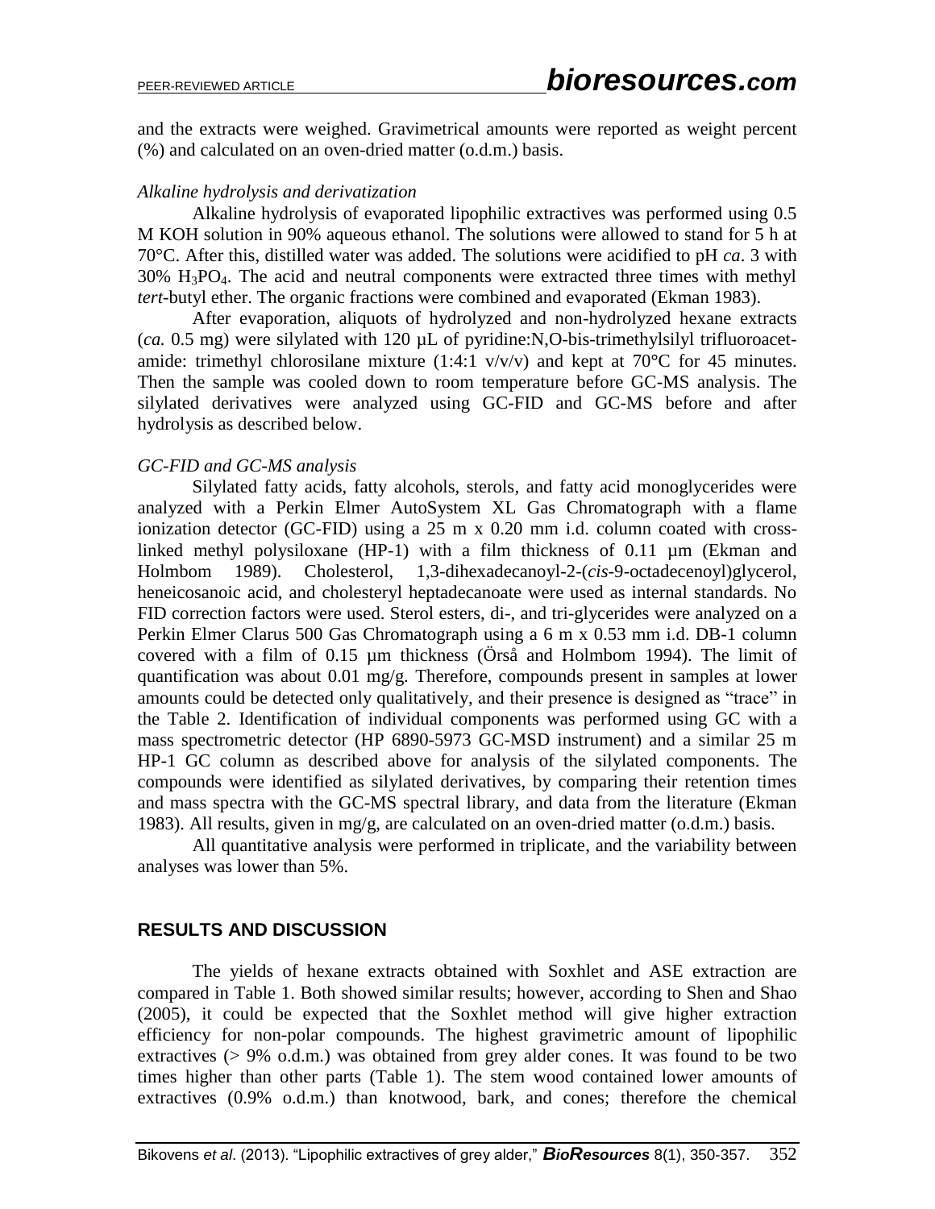and the extracts were weighed. Gravimetrical amounts were reported as weight percent (%) and calculated on an oven-dried matter (o.d.m.) basis.

*Alkaline hydrolysis and derivatization*

Alkaline hydrolysis of evaporated lipophilic extractives was performed using 0.5 M KOH solution in 90% aqueous ethanol. The solutions were allowed to stand for 5 h at 70°C. After this, distilled water was added. The solutions were acidified to pH *ca*. 3 with 30% $H_3PO_4$. The acid and neutral components were extracted three times with methyl *tert*-butyl ether. The organic fractions were combined and evaporated (Ekman 1983).

After evaporation, aliquots of hydrolyzed and non-hydrolyzed hexane extracts (*ca.* 0.5 mg) were silylated with 120 µL of pyridine:N,O-bis-trimethylsilyl trifluoroacetamide: trimethyl chlorosilane mixture (1:4:1 v/v/v) and kept at 70°C for 45 minutes. Then the sample was cooled down to room temperature before GC-MS analysis. The silylated derivatives were analyzed using GC-FID and GC-MS before and after hydrolysis as described below.

*GC-FID and GC-MS analysis*

Silylated fatty acids, fatty alcohols, sterols, and fatty acid monoglycerides were analyzed with a Perkin Elmer AutoSystem XL Gas Chromatograph with a flame ionization detector (GC-FID) using a 25 m x 0.20 mm i.d. column coated with cross-linked methyl polysiloxane (HP-1) with a film thickness of 0.11 µm (Ekman and Holmbom 1989). Cholesterol, 1,3-dihexadecanoyl-2-(*cis*-9-octadecenoyl)glycerol, heneicosanoic acid, and cholesteryl heptadecanoate were used as internal standards. No FID correction factors were used. Sterol esters, di-, and tri-glycerides were analyzed on a Perkin Elmer Clarus 500 Gas Chromatograph using a 6 m x 0.53 mm i.d. DB-1 column covered with a film of 0.15 µm thickness (Örså and Holmbom 1994). The limit of quantification was about 0.01 mg/g. Therefore, compounds present in samples at lower amounts could be detected only qualitatively, and their presence is designed as "trace" in the Table 2. Identification of individual components was performed using GC with a mass spectrometric detector (HP 6890-5973 GC-MSD instrument) and a similar 25 m HP-1 GC column as described above for analysis of the silylated components. The compounds were identified as silylated derivatives, by comparing their retention times and mass spectra with the GC-MS spectral library, and data from the literature (Ekman 1983). All results, given in mg/g, are calculated on an oven-dried matter (o.d.m.) basis.

All quantitative analysis were performed in triplicate, and the variability between analyses was lower than 5%.

## RESULTS AND DISCUSSION

The yields of hexane extracts obtained with Soxhlet and ASE extraction are compared in Table 1. Both showed similar results; however, according to Shen and Shao (2005), it could be expected that the Soxhlet method will give higher extraction efficiency for non-polar compounds. The highest gravimetric amount of lipophilic extractives (> 9% o.d.m.) was obtained from grey alder cones. It was found to be two times higher than other parts (Table 1). The stem wood contained lower amounts of extractives (0.9% o.d.m.) than knotwood, bark, and cones; therefore the chemical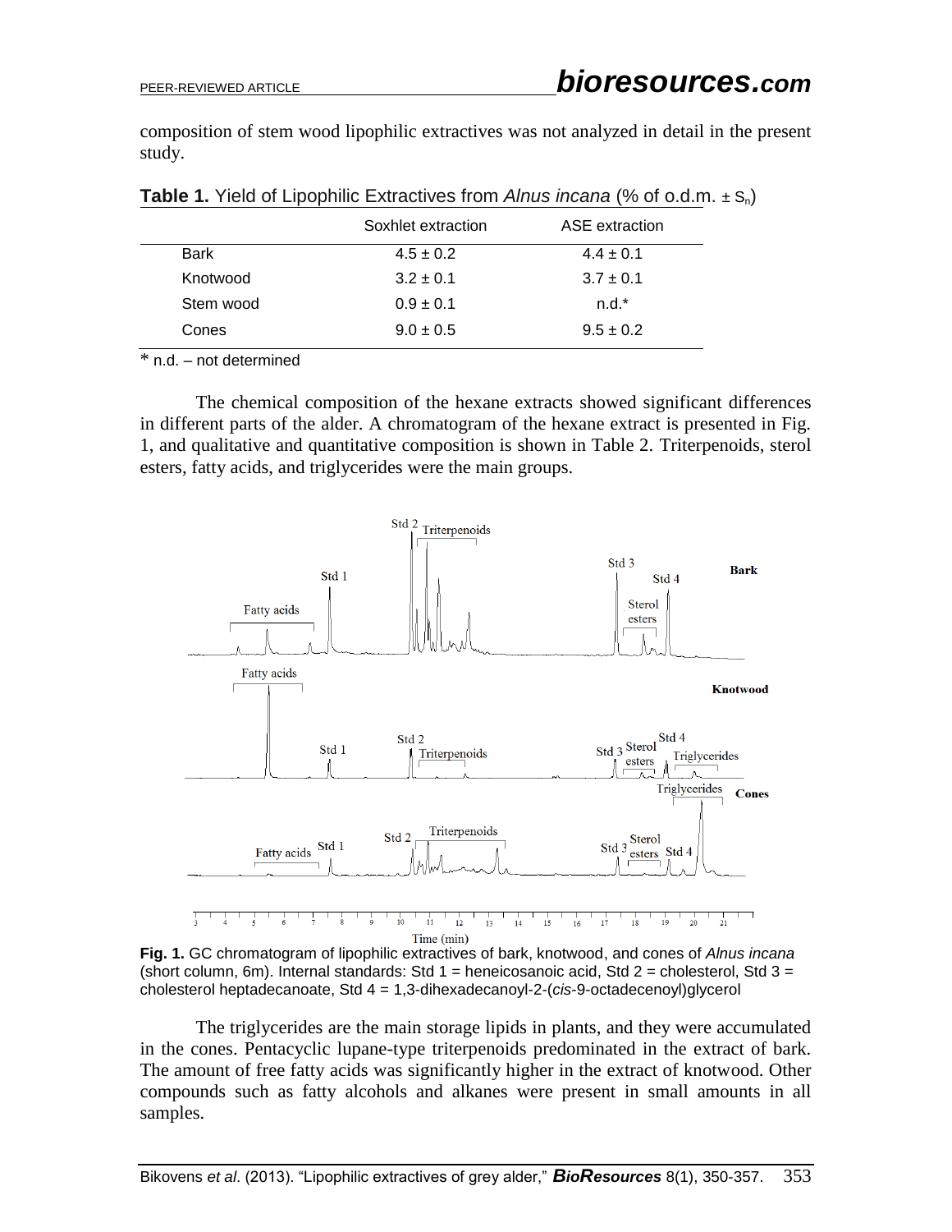composition of stem wood lipophilic extractives was not analyzed in detail in the present study.

**Table 1.** Yield of Lipophilic Extractives from *Alnus incana* (% of o.d.m. ± $S_n$)

| | Soxhlet extraction | ASE extraction |
|---|---|---|
| Bark | 4.5 ± 0.2 | 4.4 ± 0.1 |
| Knotwood | 3.2 ± 0.1 | 3.7 ± 0.1 |
| Stem wood | 0.9 ± 0.1 | n.d.* |
| Cones | 9.0 ± 0.5 | 9.5 ± 0.2 |

\* n.d. – not determined

The chemical composition of the hexane extracts showed significant differences in different parts of the alder. A chromatogram of the hexane extract is presented in Fig. 1, and qualitative and quantitative composition is shown in Table 2. Triterpenoids, sterol esters, fatty acids, and triglycerides were the main groups.

**Fig. 1.** GC chromatogram of lipophilic extractives of bark, knotwood, and cones of *Alnus incana* (short column, 6m). Internal standards: Std 1 = heneicosanoic acid, Std 2 = cholesterol, Std 3 = cholesterol heptadecanoate, Std 4 = 1,3-dihexadecanoyl-2-(*cis*-9-octadecenoyl)glycerol

The triglycerides are the main storage lipids in plants, and they were accumulated in the cones. Pentacyclic lupane-type triterpenoids predominated in the extract of bark. The amount of free fatty acids was significantly higher in the extract of knotwood. Other compounds such as fatty alcohols and alkanes were present in small amounts in all samples.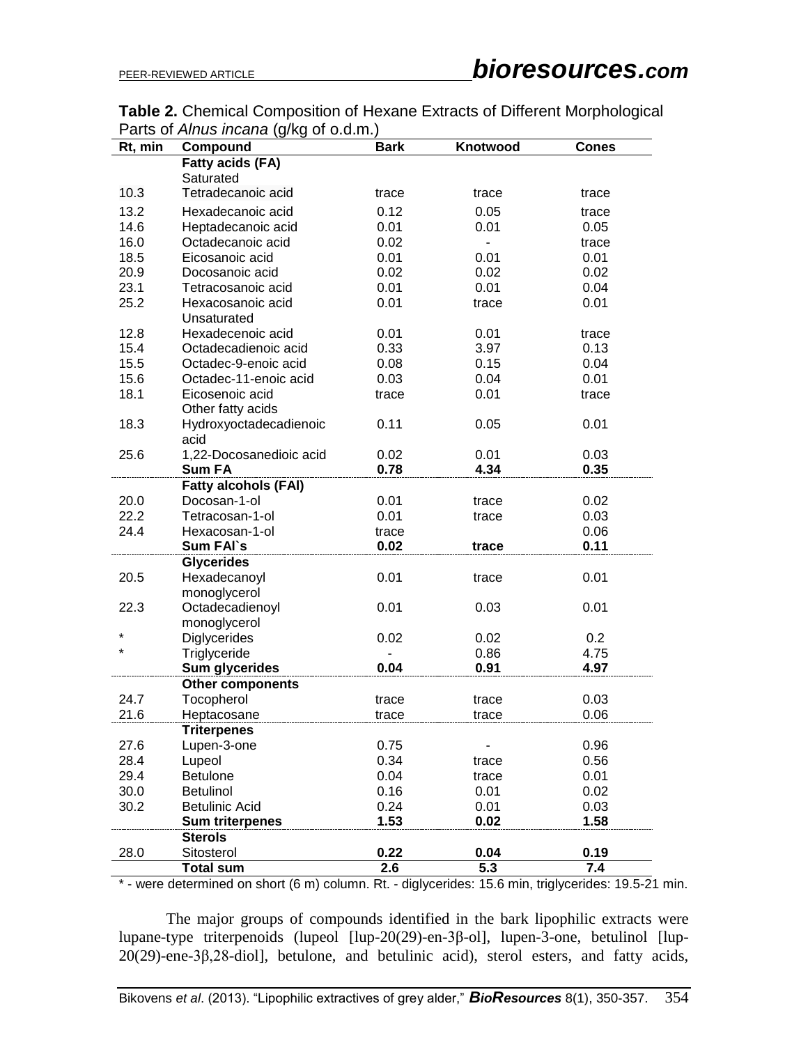**Table 2.** Chemical Composition of Hexane Extracts of Different Morphological Parts of *Alnus incana* (g/kg of o.d.m.)

| Rt, min | Compound | Bark | Knotwood | Cones |
|---|---|---|---|---|
| | **Fatty acids (FA)** | | | |
| | Saturated | | | |
| 10.3 | Tetradecanoic acid | trace | trace | trace |
| 13.2 | Hexadecanoic acid | 0.12 | 0.05 | trace |
| 14.6 | Heptadecanoic acid | 0.01 | 0.01 | 0.05 |
| 16.0 | Octadecanoic acid | 0.02 | - | trace |
| 18.5 | Eicosanoic acid | 0.01 | 0.01 | 0.01 |
| 20.9 | Docosanoic acid | 0.02 | 0.02 | 0.02 |
| 23.1 | Tetracosanoic acid | 0.01 | 0.01 | 0.04 |
| 25.2 | Hexacosanoic acid | 0.01 | trace | 0.01 |
| | Unsaturated | | | |
| 12.8 | Hexadecenoic acid | 0.01 | 0.01 | trace |
| 15.4 | Octadecadienoic acid | 0.33 | 3.97 | 0.13 |
| 15.5 | Octadec-9-enoic acid | 0.08 | 0.15 | 0.04 |
| 15.6 | Octadec-11-enoic acid | 0.03 | 0.04 | 0.01 |
| 18.1 | Eicosenoic acid | trace | 0.01 | trace |
| | Other fatty acids | | | |
| 18.3 | Hydroxyoctadecadienoic acid | 0.11 | 0.05 | 0.01 |
| 25.6 | 1,22-Docosanedioic acid | 0.02 | 0.01 | 0.03 |
| | **Sum FA** | **0.78** | **4.34** | **0.35** |
| | **Fatty alcohols (FAl)** | | | |
| 20.0 | Docosan-1-ol | 0.01 | trace | 0.02 |
| 22.2 | Tetracosan-1-ol | 0.01 | trace | 0.03 |
| 24.4 | Hexacosan-1-ol | trace | | 0.06 |
| | **Sum FAl`s** | **0.02** | **trace** | **0.11** |
| | **Glycerides** | | | |
| 20.5 | Hexadecanoyl monoglycerol | 0.01 | trace | 0.01 |
| 22.3 | Octadecadienoyl monoglycerol | 0.01 | 0.03 | 0.01 |
| * | Diglycerides | 0.02 | 0.02 | 0.2 |
| * | Triglyceride | - | 0.86 | 4.75 |
| | **Sum glycerides** | **0.04** | **0.91** | **4.97** |
| | **Other components** | | | |
| 24.7 | Tocopherol | trace | trace | 0.03 |
| 21.6 | Heptacosane | trace | trace | 0.06 |
| | **Triterpenes** | | | |
| 27.6 | Lupen-3-one | 0.75 | - | 0.96 |
| 28.4 | Lupeol | 0.34 | trace | 0.56 |
| 29.4 | Betulone | 0.04 | trace | 0.01 |
| 30.0 | Betulinol | 0.16 | 0.01 | 0.02 |
| 30.2 | Betulinic Acid | 0.24 | 0.01 | 0.03 |
| | **Sum triterpenes** | **1.53** | **0.02** | **1.58** |
| | **Sterols** | | | |
| 28.0 | Sitosterol | **0.22** | **0.04** | **0.19** |
| | **Total sum** | **2.6** | **5.3** | **7.4** |

* - were determined on short (6 m) column. Rt. - diglycerides: 15.6 min, triglycerides: 19.5-21 min.

The major groups of compounds identified in the bark lipophilic extracts were lupane-type triterpenoids (lupeol [lup-20(29)-en-3β-ol], lupen-3-one, betulinol [lup-20(29)-ene-3β,28-diol], betulone, and betulinic acid), sterol esters, and fatty acids,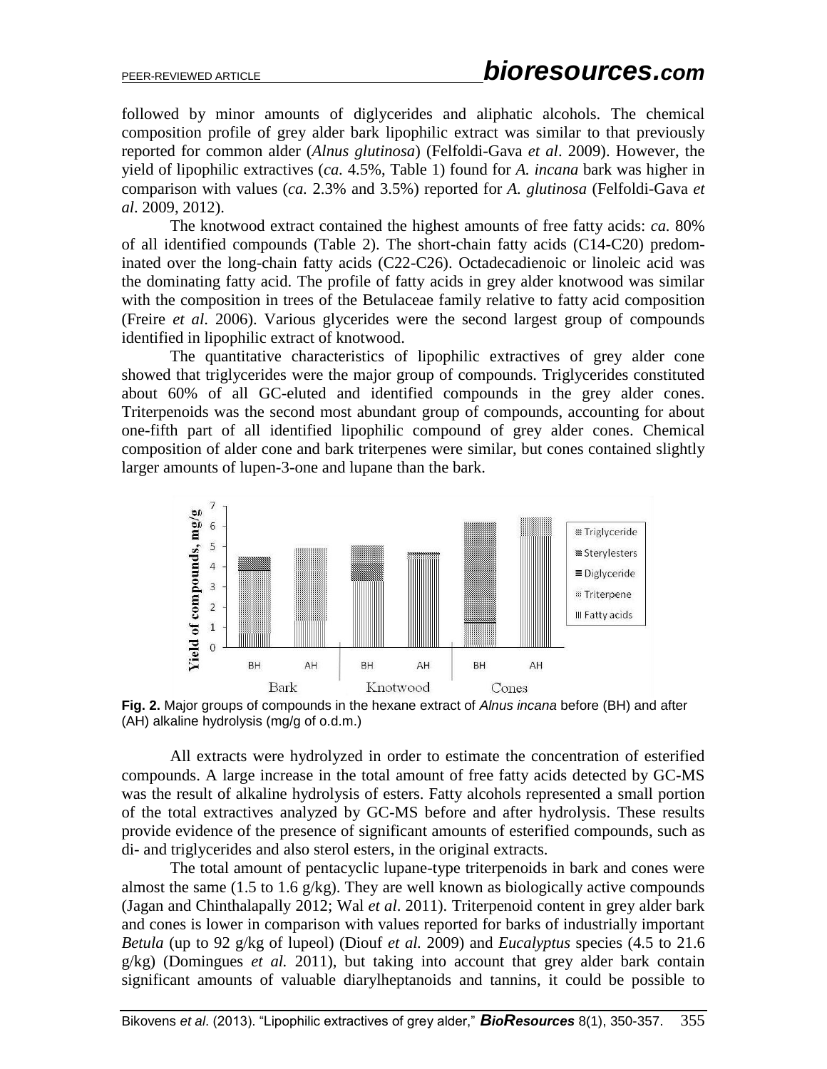followed by minor amounts of diglycerides and aliphatic alcohols. The chemical composition profile of grey alder bark lipophilic extract was similar to that previously reported for common alder (*Alnus glutinosa*) (Felfoldi-Gava *et al*. 2009). However, the yield of lipophilic extractives (*ca.* 4.5%, Table 1) found for *A. incana* bark was higher in comparison with values (*ca.* 2.3% and 3.5%) reported for *A. glutinosa* (Felfoldi-Gava *et al*. 2009, 2012).

The knotwood extract contained the highest amounts of free fatty acids: *ca.* 80% of all identified compounds (Table 2). The short-chain fatty acids (C14-C20) predominated over the long-chain fatty acids (C22-C26). Octadecadienoic or linoleic acid was the dominating fatty acid. The profile of fatty acids in grey alder knotwood was similar with the composition in trees of the Betulaceae family relative to fatty acid composition (Freire *et al*. 2006). Various glycerides were the second largest group of compounds identified in lipophilic extract of knotwood.

The quantitative characteristics of lipophilic extractives of grey alder cone showed that triglycerides were the major group of compounds. Triglycerides constituted about 60% of all GC-eluted and identified compounds in the grey alder cones. Triterpenoids was the second most abundant group of compounds, accounting for about one-fifth part of all identified lipophilic compound of grey alder cones. Chemical composition of alder cone and bark triterpenes were similar, but cones contained slightly larger amounts of lupen-3-one and lupane than the bark.

**Fig. 2.** Major groups of compounds in the hexane extract of *Alnus incana* before (BH) and after (AH) alkaline hydrolysis (mg/g of o.d.m.)

All extracts were hydrolyzed in order to estimate the concentration of esterified compounds. A large increase in the total amount of free fatty acids detected by GC-MS was the result of alkaline hydrolysis of esters. Fatty alcohols represented a small portion of the total extractives analyzed by GC-MS before and after hydrolysis. These results provide evidence of the presence of significant amounts of esterified compounds, such as di- and triglycerides and also sterol esters, in the original extracts.

The total amount of pentacyclic lupane-type triterpenoids in bark and cones were almost the same (1.5 to 1.6 g/kg). They are well known as biologically active compounds (Jagan and Chinthalapally 2012; Wal *et al*. 2011). Triterpenoid content in grey alder bark and cones is lower in comparison with values reported for barks of industrially important *Betula* (up to 92 g/kg of lupeol) (Diouf *et al.* 2009) and *Eucalyptus* species (4.5 to 21.6 g/kg) (Domingues *et al.* 2011), but taking into account that grey alder bark contain significant amounts of valuable diarylheptanoids and tannins, it could be possible to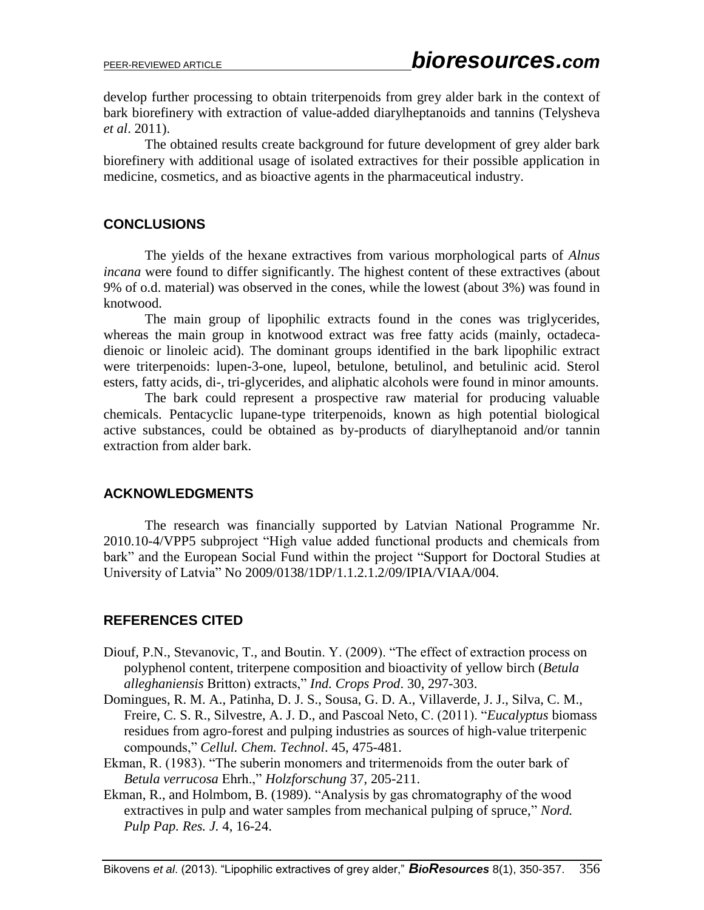develop further processing to obtain triterpenoids from grey alder bark in the context of bark biorefinery with extraction of value-added diarylheptanoids and tannins (Telysheva *et al*. 2011).

The obtained results create background for future development of grey alder bark biorefinery with additional usage of isolated extractives for their possible application in medicine, cosmetics, and as bioactive agents in the pharmaceutical industry.

## CONCLUSIONS

The yields of the hexane extractives from various morphological parts of *Alnus incana* were found to differ significantly. The highest content of these extractives (about 9% of o.d. material) was observed in the cones, while the lowest (about 3%) was found in knotwood.

The main group of lipophilic extracts found in the cones was triglycerides, whereas the main group in knotwood extract was free fatty acids (mainly, octadeca-dienoic or linoleic acid). The dominant groups identified in the bark lipophilic extract were triterpenoids: lupen-3-one, lupeol, betulone, betulinol, and betulinic acid. Sterol esters, fatty acids, di-, tri-glycerides, and aliphatic alcohols were found in minor amounts.

The bark could represent a prospective raw material for producing valuable chemicals. Pentacyclic lupane-type triterpenoids, known as high potential biological active substances, could be obtained as by-products of diarylheptanoid and/or tannin extraction from alder bark.

## ACKNOWLEDGMENTS

The research was financially supported by Latvian National Programme Nr. 2010.10-4/VPP5 subproject "High value added functional products and chemicals from bark" and the European Social Fund within the project "Support for Doctoral Studies at University of Latvia" No 2009/0138/1DP/1.1.2.1.2/09/IPIA/VIAA/004.

## REFERENCES CITED

Diouf, P.N., Stevanovic, T., and Boutin. Y. (2009). "The effect of extraction process on polyphenol content, triterpene composition and bioactivity of yellow birch (*Betula alleghaniensis* Britton) extracts," *Ind. Crops Prod*. 30, 297-303.

Domingues, R. M. A., Patinha, D. J. S., Sousa, G. D. A., Villaverde, J. J., Silva, C. M., Freire, C. S. R., Silvestre, A. J. D., and Pascoal Neto, C. (2011). "*Eucalyptus* biomass residues from agro-forest and pulping industries as sources of high-value triterpenic compounds," *Cellul. Chem. Technol*. 45, 475-481.

Ekman, R. (1983). "The suberin monomers and tritermenoids from the outer bark of *Betula verrucosa* Ehrh.," *Holzforschung* 37, 205-211.

Ekman, R., and Holmbom, B. (1989). "Analysis by gas chromatography of the wood extractives in pulp and water samples from mechanical pulping of spruce," *Nord. Pulp Pap. Res. J.* 4, 16-24.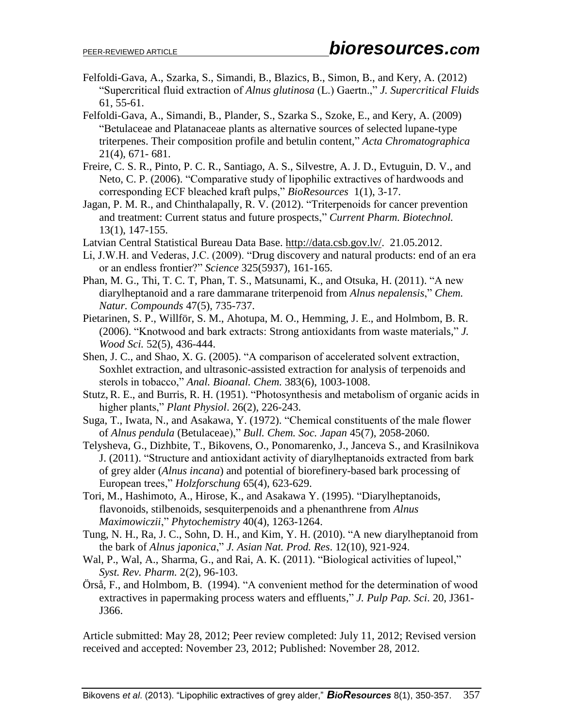Felfoldi-Gava, A., Szarka, S., Simandi, B., Blazics, B., Simon, B., and Kery, A. (2012) "Supercritical fluid extraction of *Alnus glutinosa* (L.) Gaertn.," *J. Supercritical Fluids* 61, 55-61.

Felfoldi-Gava, A., Simandi, B., Plander, S., Szarka S., Szoke, E., and Kery, A. (2009) "Betulaceae and Platanaceae plants as alternative sources of selected lupane-type triterpenes. Their composition profile and betulin content," *Acta Chromatographica* 21(4), 671- 681.

Freire, C. S. R., Pinto, P. C. R., Santiago, A. S., Silvestre, A. J. D., Evtuguin, D. V., and Neto, C. P. (2006). "Comparative study of lipophilic extractives of hardwoods and corresponding ECF bleached kraft pulps," *BioResources* 1(1), 3-17.

Jagan, P. M. R., and Chinthalapally, R. V. (2012). "Triterpenoids for cancer prevention and treatment: Current status and future prospects," *Current Pharm. Biotechnol.* 13(1), 147-155.

Latvian Central Statistical Bureau Data Base. http://data.csb.gov.lv/. 21.05.2012.

Li, J.W.H. and Vederas, J.C. (2009). "Drug discovery and natural products: end of an era or an endless frontier?" *Science* 325(5937), 161-165.

Phan, M. G., Thi, T. C. T, Phan, T. S., Matsunami, K., and Otsuka, H. (2011). "A new diarylheptanoid and a rare dammarane triterpenoid from *Alnus nepalensis*," *Chem. Natur. Compounds* 47(5), 735-737.

Pietarinen, S. P., Willför, S. M., Ahotupa, M. O., Hemming, J. E., and Holmbom, B. R. (2006). "Knotwood and bark extracts: Strong antioxidants from waste materials," *J. Wood Sci.* 52(5), 436-444.

Shen, J. C., and Shao, X. G. (2005). "A comparison of accelerated solvent extraction, Soxhlet extraction, and ultrasonic-assisted extraction for analysis of terpenoids and sterols in tobacco," *Anal. Bioanal. Chem.* 383(6), 1003-1008.

Stutz, R. E., and Burris, R. H. (1951). "Photosynthesis and metabolism of organic acids in higher plants," *Plant Physiol*. 26(2), 226-243.

Suga, T., Iwata, N., and Asakawa, Y. (1972). "Chemical constituents of the male flower of *Alnus pendula* (Betulaceae)," *Bull. Chem. Soc. Japan* 45(7), 2058-2060.

Telysheva, G., Dizhbite, T., Bikovens, O., Ponomarenko, J., Janceva S., and Krasilnikova J. (2011). "Structure and antioxidant activity of diarylheptanoids extracted from bark of grey alder (*Alnus incana*) and potential of biorefinery-based bark processing of European trees," *Holzforschung* 65(4), 623-629.

Tori, M., Hashimoto, A., Hirose, K., and Asakawa Y. (1995). "Diarylheptanoids, flavonoids, stilbenoids, sesquiterpenoids and a phenanthrene from *Alnus Maximowiczii*," *Phytochemistry* 40(4), 1263-1264.

Tung, N. H., Ra, J. C., Sohn, D. H., and Kim, Y. H. (2010). "A new diarylheptanoid from the bark of *Alnus japonica*," *J. Asian Nat. Prod. Res*. 12(10), 921-924.

Wal, P., Wal, A., Sharma, G., and Rai, A. K. (2011). "Biological activities of lupeol," *Syst. Rev. Pharm.* 2(2), 96-103.

Örså, F., and Holmbom, B. (1994). "A convenient method for the determination of wood extractives in papermaking process waters and effluents," *J. Pulp Pap. Sci*. 20, J361-J366.

Article submitted: May 28, 2012; Peer review completed: July 11, 2012; Revised version received and accepted: November 23, 2012; Published: November 28, 2012.